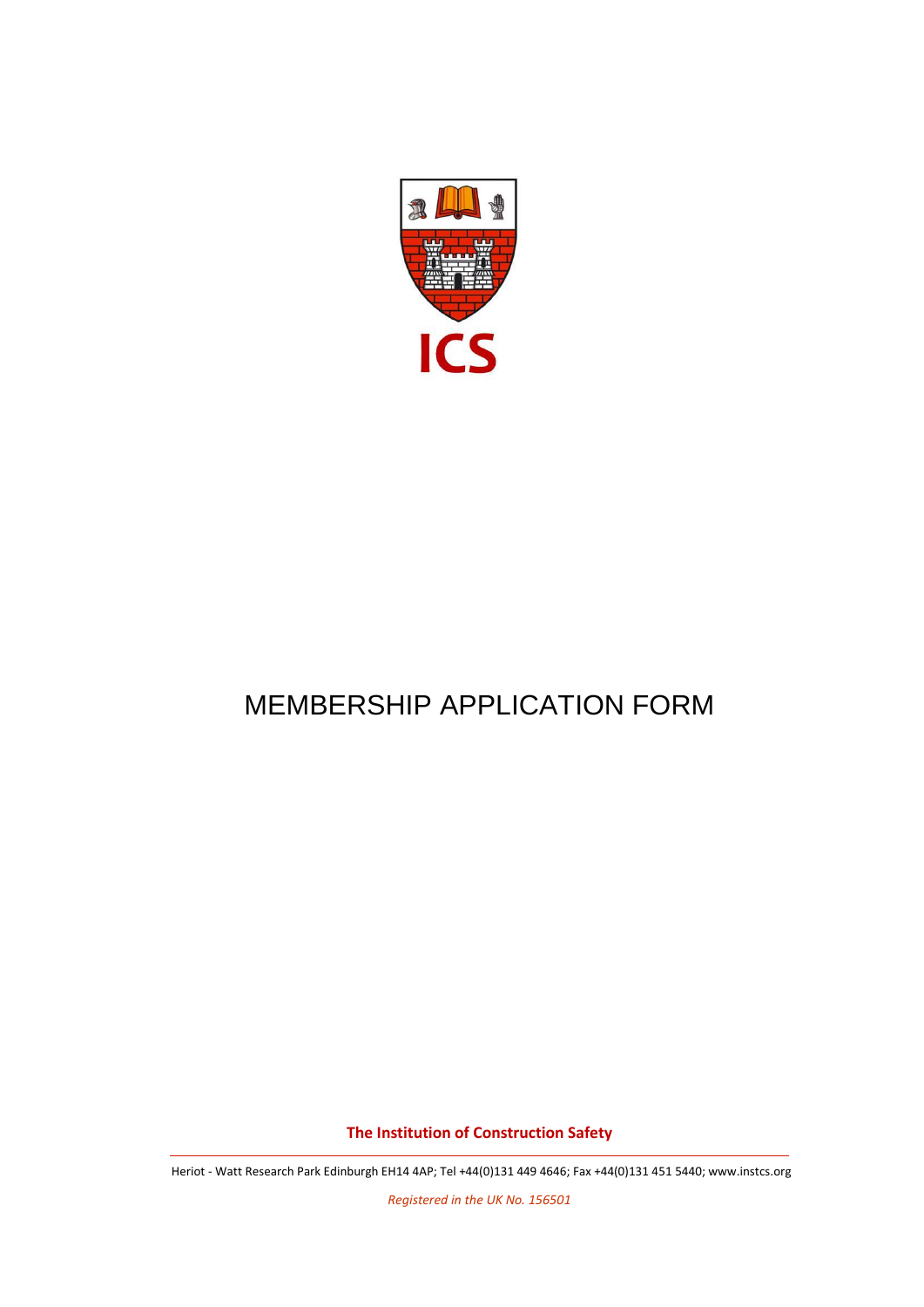ICS

# MEMBERSHIP APPLICATION FORM

**The Institution of Construction Safety**

Heriot - Watt Research Park Edinburgh EH14 4AP; Tel +44(0)131 449 4646; Fax +44(0)131 451 5440; www.instcs.org

*Registered in the UK No. 156501*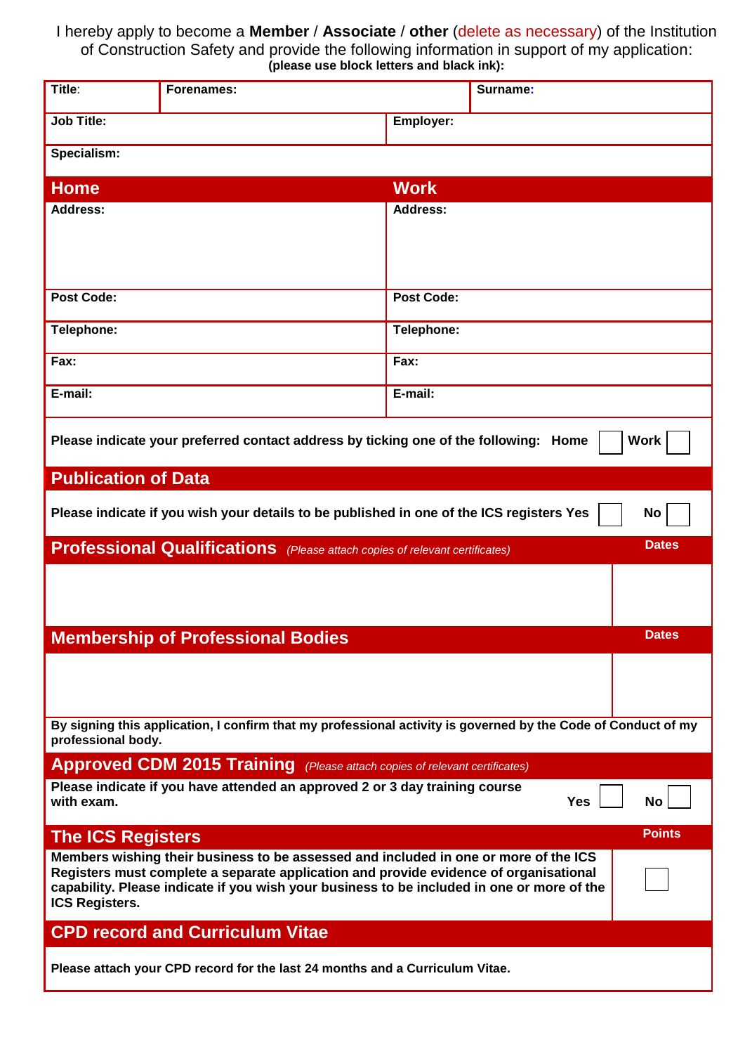I hereby apply to become a **Member** / **Associate** / **other** (delete as necessary) of the Institution of Construction Safety and provide the following information in support of my application:
**(please use block letters and black ink):**

| **Title:** | **Forenames:** | **Surname:** |
|---|---|---|
| **Job Title:** | **Employer:** | |
| **Specialism:** | | |

| **Home** | **Work** |
|---|---|
| **Address:** | **Address:** |
| **Post Code:** | **Post Code:** |
| **Telephone:** | **Telephone:** |
| **Fax:** | **Fax:** |
| **E-mail:** | **E-mail:** |

**Please indicate your preferred contact address by ticking one of the following: Home ☐ Work ☐**

## Publication of Data

**Please indicate if you wish your details to be published in one of the ICS registers Yes ☐ No ☐**

## Professional Qualifications *(Please attach copies of relevant certificates)*

| | **Dates** |
|---|---|
| | |

## Membership of Professional Bodies

| | **Dates** |
|---|---|
| | |

**By signing this application, I confirm that my professional activity is governed by the Code of Conduct of my professional body.**

## Approved CDM 2015 Training *(Please attach copies of relevant certificates)*

**Please indicate if you have attended an approved 2 or 3 day training course with exam. Yes ☐ No ☐**

## The ICS Registers

| | **Points** |
|---|---|
| **Members wishing their business to be assessed and included in one or more of the ICS Registers must complete a separate application and provide evidence of organisational capability. Please indicate if you wish your business to be included in one or more of the ICS Registers.** | ☐ |

## CPD record and Curriculum Vitae

**Please attach your CPD record for the last 24 months and a Curriculum Vitae.**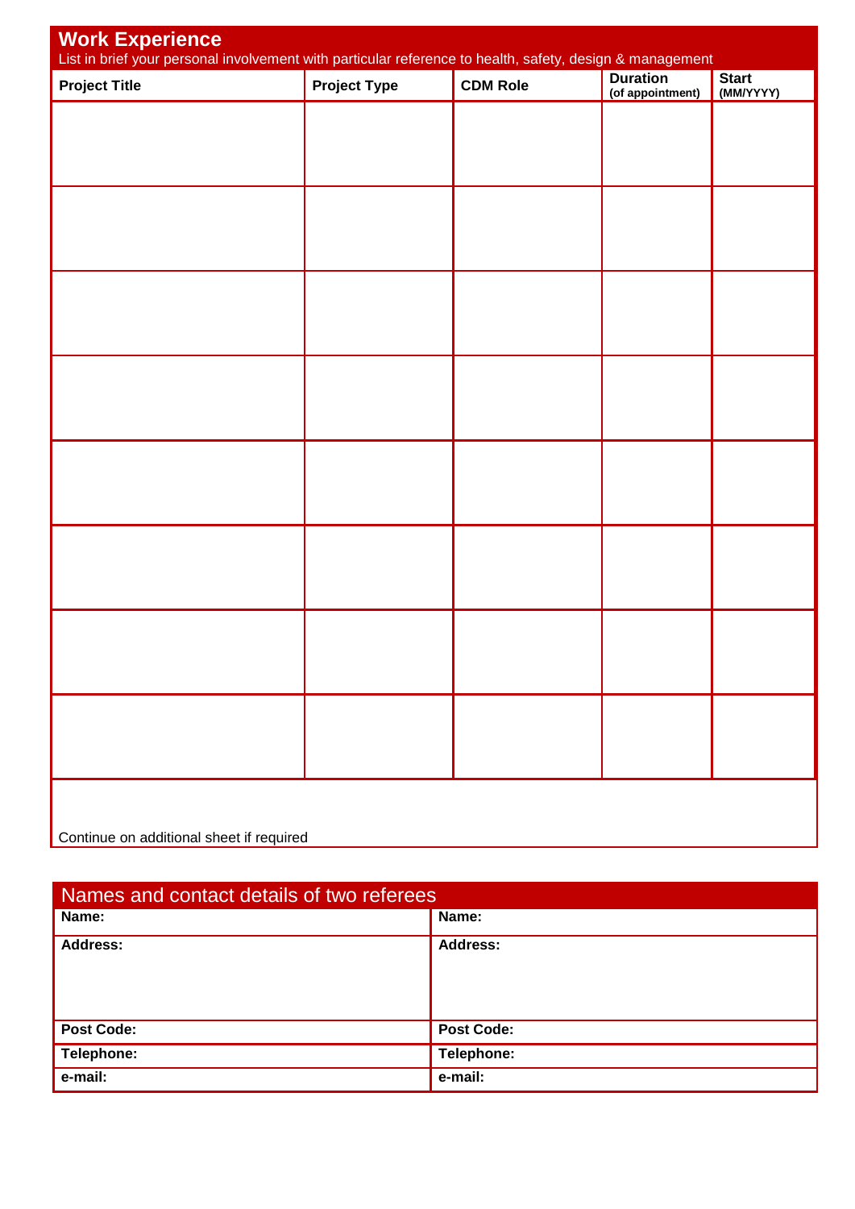## Work Experience

List in brief your personal involvement with particular reference to health, safety, design & management

| Project Title | Project Type | CDM Role | Duration (of appointment) | Start (MM/YYYY) |
|---|---|---|---|---|
| | | | | |
| | | | | |
| | | | | |
| | | | | |
| | | | | |
| | | | | |
| | | | | |
| | | | | |

Continue on additional sheet if required

## Names and contact details of two referees

| Name: | Name: |
|---|---|
| **Address:** | **Address:** |
| **Post Code:** | **Post Code:** |
| **Telephone:** | **Telephone:** |
| **e-mail:** | **e-mail:** |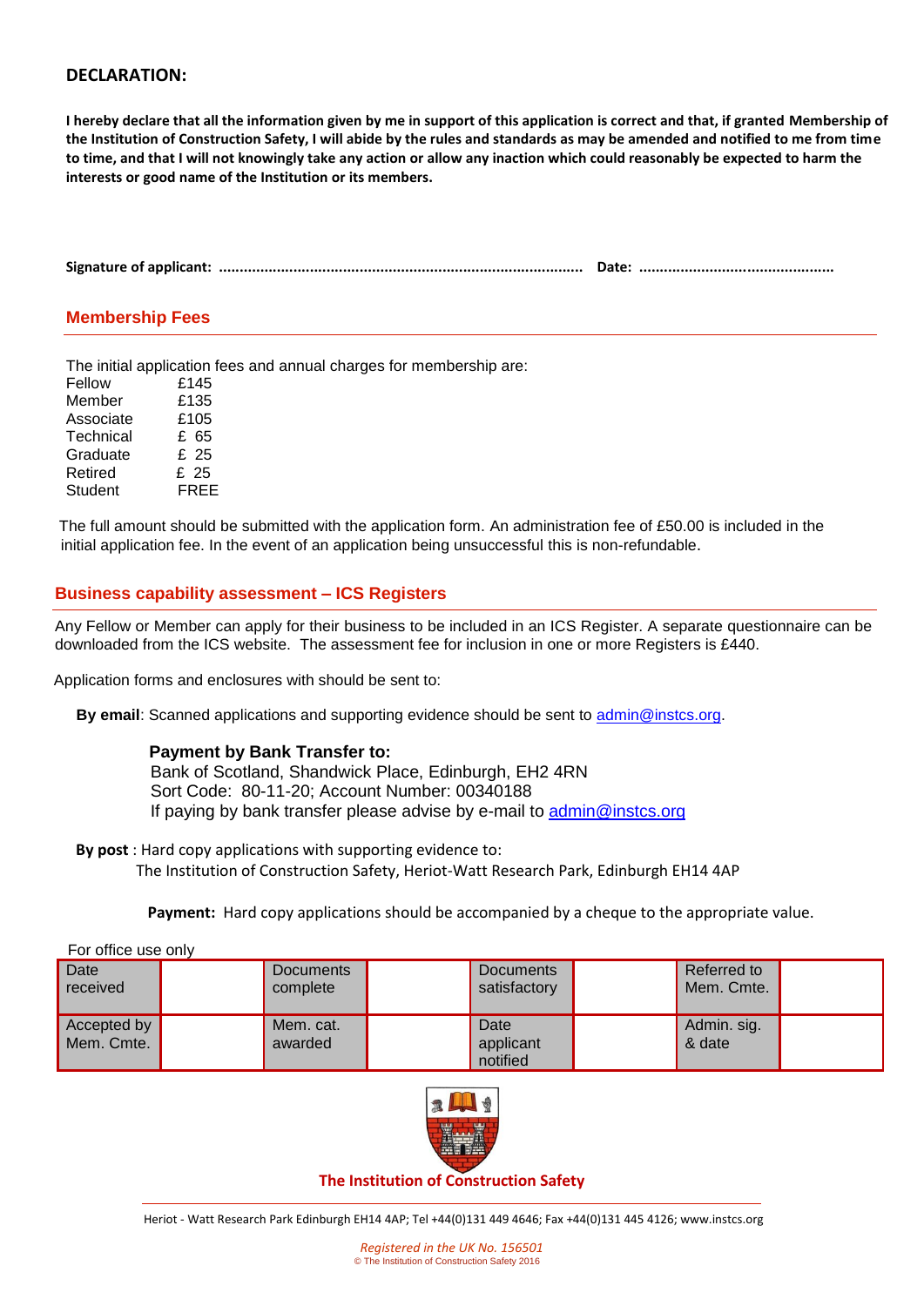## DECLARATION:

**I hereby declare that all the information given by me in support of this application is correct and that, if granted Membership of the Institution of Construction Safety, I will abide by the rules and standards as may be amended and notified to me from time to time, and that I will not knowingly take any action or allow any inaction which could reasonably be expected to harm the interests or good name of the Institution or its members.**

**Signature of applicant:** ...................................................................................... **Date:** ...............................................

## Membership Fees

The initial application fees and annual charges for membership are:

| | |
|---|---|
| Fellow | £145 |
| Member | £135 |
| Associate | £105 |
| Technical | £ 65 |
| Graduate | £ 25 |
| Retired | £ 25 |
| Student | FREE |

The full amount should be submitted with the application form. An administration fee of £50.00 is included in the initial application fee. In the event of an application being unsuccessful this is non-refundable.

## Business capability assessment – ICS Registers

Any Fellow or Member can apply for their business to be included in an ICS Register. A separate questionnaire can be downloaded from the ICS website. The assessment fee for inclusion in one or more Registers is £440.

Application forms and enclosures with should be sent to:

**By email**: Scanned applications and supporting evidence should be sent to admin@instcs.org.

**Payment by Bank Transfer to:**
Bank of Scotland, Shandwick Place, Edinburgh, EH2 4RN
Sort Code: 80-11-20; Account Number: 00340188
If paying by bank transfer please advise by e-mail to admin@instcs.org

**By post** : Hard copy applications with supporting evidence to:
The Institution of Construction Safety, Heriot-Watt Research Park, Edinburgh EH14 4AP

**Payment:** Hard copy applications should be accompanied by a cheque to the appropriate value.

For office use only

| | | | | | | | |
|---|---|---|---|---|---|---|---|
| Date received | | Documents complete | | Documents satisfactory | | Referred to Mem. Cmte. | |
| Accepted by Mem. Cmte. | | Mem. cat. awarded | | Date applicant notified | | Admin. sig. & date | |

**The Institution of Construction Safety**

Heriot - Watt Research Park Edinburgh EH14 4AP; Tel +44(0)131 449 4646; Fax +44(0)131 445 4126; www.instcs.org

*Registered in the UK No. 156501*
© The Institution of Construction Safety 2016